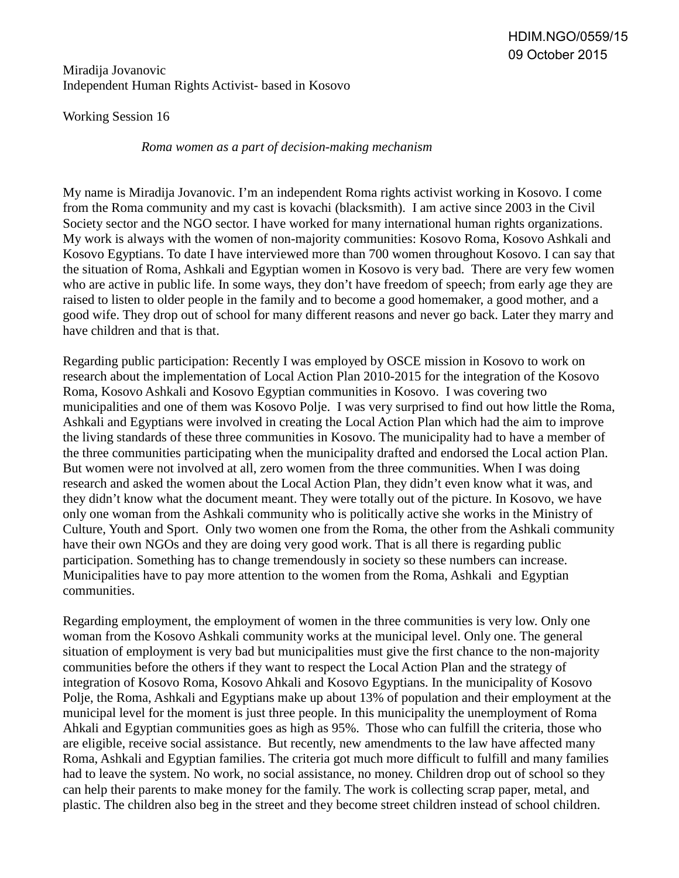HDIM.NGO/0559/15
09 October 2015

Miradija Jovanovic
Independent Human Rights Activist- based in Kosovo

Working Session 16

*Roma women as a part of decision-making mechanism*

My name is Miradija Jovanovic. I'm an independent Roma rights activist working in Kosovo. I come from the Roma community and my cast is kovachi (blacksmith). I am active since 2003 in the Civil Society sector and the NGO sector. I have worked for many international human rights organizations. My work is always with the women of non-majority communities: Kosovo Roma, Kosovo Ashkali and Kosovo Egyptians. To date I have interviewed more than 700 women throughout Kosovo. I can say that the situation of Roma, Ashkali and Egyptian women in Kosovo is very bad. There are very few women who are active in public life. In some ways, they don't have freedom of speech; from early age they are raised to listen to older people in the family and to become a good homemaker, a good mother, and a good wife. They drop out of school for many different reasons and never go back. Later they marry and have children and that is that.

Regarding public participation: Recently I was employed by OSCE mission in Kosovo to work on research about the implementation of Local Action Plan 2010-2015 for the integration of the Kosovo Roma, Kosovo Ashkali and Kosovo Egyptian communities in Kosovo. I was covering two municipalities and one of them was Kosovo Polje. I was very surprised to find out how little the Roma, Ashkali and Egyptians were involved in creating the Local Action Plan which had the aim to improve the living standards of these three communities in Kosovo. The municipality had to have a member of the three communities participating when the municipality drafted and endorsed the Local action Plan. But women were not involved at all, zero women from the three communities. When I was doing research and asked the women about the Local Action Plan, they didn't even know what it was, and they didn't know what the document meant. They were totally out of the picture. In Kosovo, we have only one woman from the Ashkali community who is politically active she works in the Ministry of Culture, Youth and Sport. Only two women one from the Roma, the other from the Ashkali community have their own NGOs and they are doing very good work. That is all there is regarding public participation. Something has to change tremendously in society so these numbers can increase. Municipalities have to pay more attention to the women from the Roma, Ashkali and Egyptian communities.

Regarding employment, the employment of women in the three communities is very low. Only one woman from the Kosovo Ashkali community works at the municipal level. Only one. The general situation of employment is very bad but municipalities must give the first chance to the non-majority communities before the others if they want to respect the Local Action Plan and the strategy of integration of Kosovo Roma, Kosovo Ahkali and Kosovo Egyptians. In the municipality of Kosovo Polje, the Roma, Ashkali and Egyptians make up about 13% of population and their employment at the municipal level for the moment is just three people. In this municipality the unemployment of Roma Ahkali and Egyptian communities goes as high as 95%. Those who can fulfill the criteria, those who are eligible, receive social assistance. But recently, new amendments to the law have affected many Roma, Ashkali and Egyptian families. The criteria got much more difficult to fulfill and many families had to leave the system. No work, no social assistance, no money. Children drop out of school so they can help their parents to make money for the family. The work is collecting scrap paper, metal, and plastic. The children also beg in the street and they become street children instead of school children.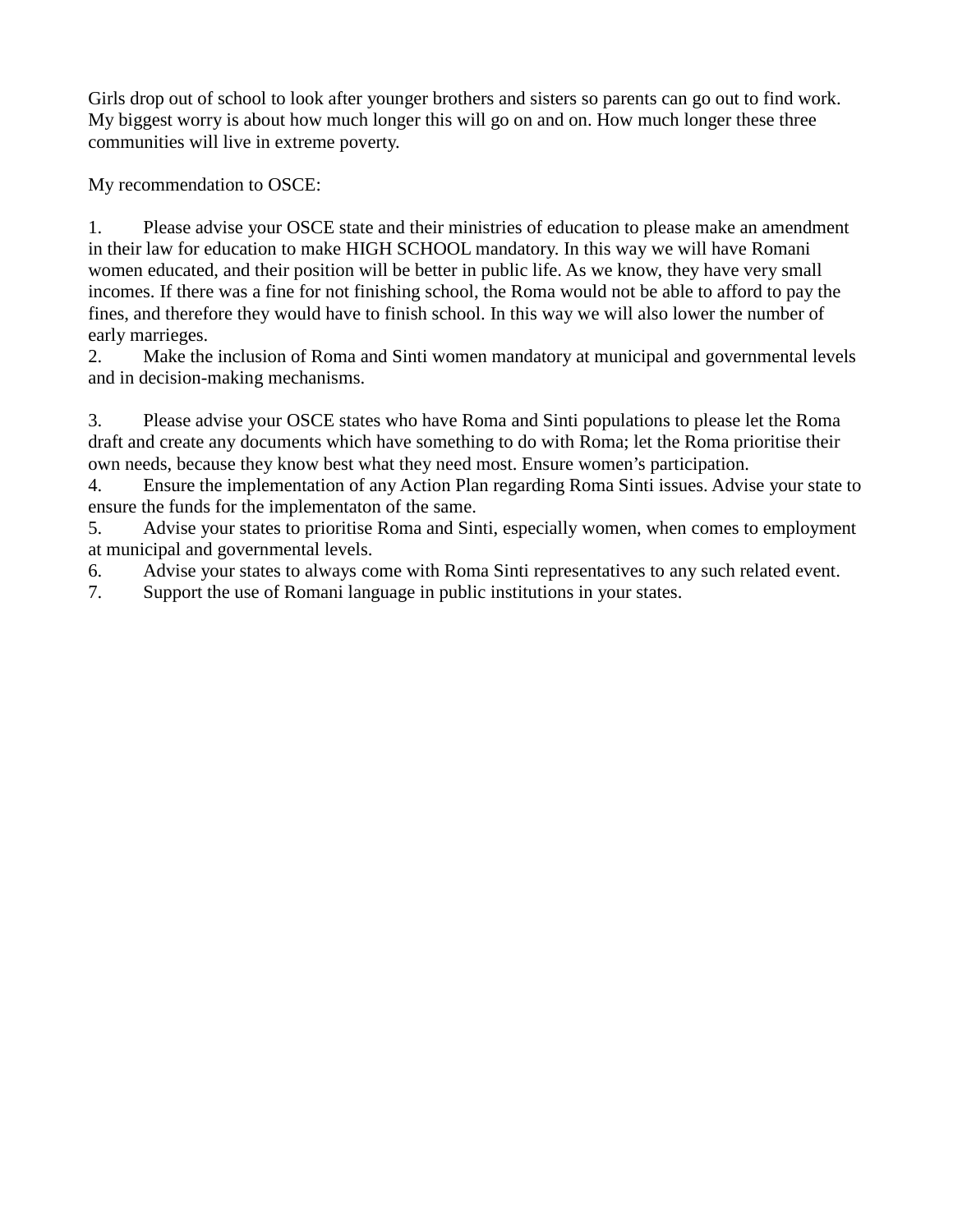Girls drop out of school to look after younger brothers and sisters so parents can go out to find work. My biggest worry is about how much longer this will go on and on. How much longer these three communities will live in extreme poverty.

My recommendation to OSCE:

1. Please advise your OSCE state and their ministries of education to please make an amendment in their law for education to make HIGH SCHOOL mandatory. In this way we will have Romani women educated, and their position will be better in public life. As we know, they have very small incomes. If there was a fine for not finishing school, the Roma would not be able to afford to pay the fines, and therefore they would have to finish school. In this way we will also lower the number of early marrieges.
2. Make the inclusion of Roma and Sinti women mandatory at municipal and governmental levels and in decision-making mechanisms.
3. Please advise your OSCE states who have Roma and Sinti populations to please let the Roma draft and create any documents which have something to do with Roma; let the Roma prioritise their own needs, because they know best what they need most. Ensure women's participation.
4. Ensure the implementation of any Action Plan regarding Roma Sinti issues. Advise your state to ensure the funds for the implementaton of the same.
5. Advise your states to prioritise Roma and Sinti, especially women, when comes to employment at municipal and governmental levels.
6. Advise your states to always come with Roma Sinti representatives to any such related event.
7. Support the use of Romani language in public institutions in your states.